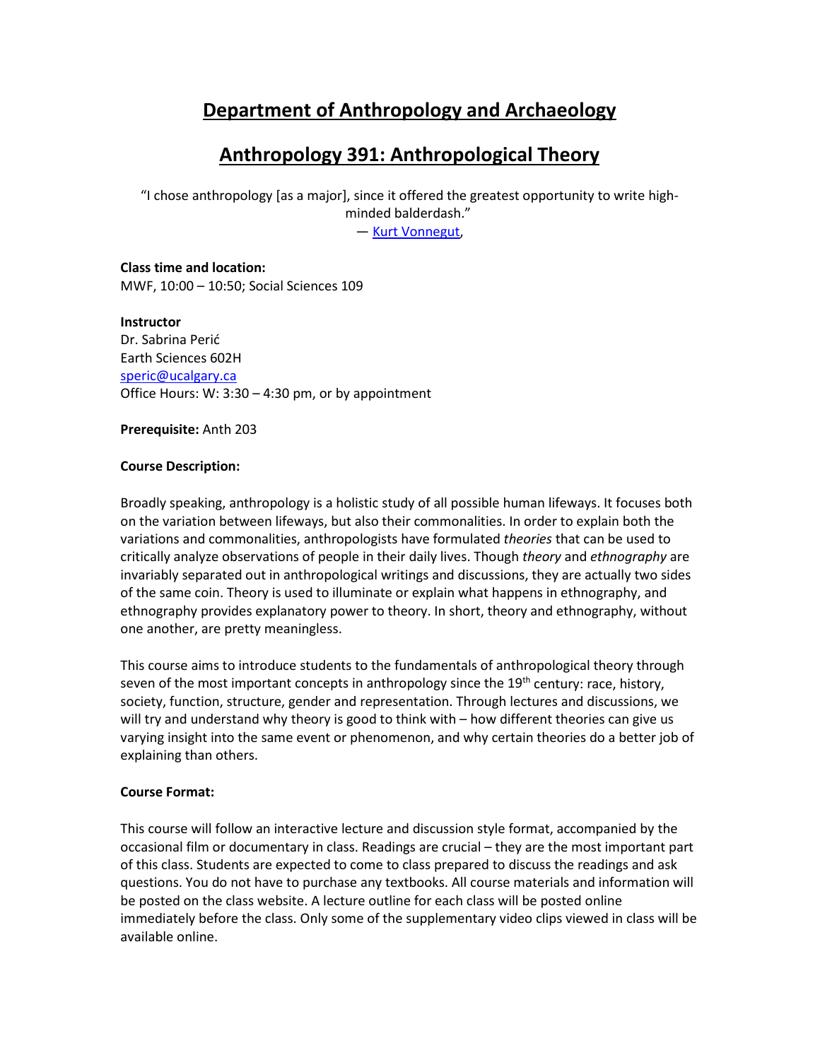# Department of Anthropology and Archaeology

# Anthropology 391: Anthropological Theory

"I chose anthropology [as a major], since it offered the greatest opportunity to write high-minded balderdash."
— Kurt Vonnegut,

**Class time and location:**
MWF, 10:00 – 10:50; Social Sciences 109

**Instructor**
Dr. Sabrina Perić
Earth Sciences 602H
speric@ucalgary.ca
Office Hours: W: 3:30 – 4:30 pm, or by appointment

**Prerequisite:** Anth 203

**Course Description:**

Broadly speaking, anthropology is a holistic study of all possible human lifeways. It focuses both on the variation between lifeways, but also their commonalities. In order to explain both the variations and commonalities, anthropologists have formulated *theories* that can be used to critically analyze observations of people in their daily lives. Though *theory* and *ethnography* are invariably separated out in anthropological writings and discussions, they are actually two sides of the same coin. Theory is used to illuminate or explain what happens in ethnography, and ethnography provides explanatory power to theory. In short, theory and ethnography, without one another, are pretty meaningless.

This course aims to introduce students to the fundamentals of anthropological theory through seven of the most important concepts in anthropology since the 19th century: race, history, society, function, structure, gender and representation. Through lectures and discussions, we will try and understand why theory is good to think with – how different theories can give us varying insight into the same event or phenomenon, and why certain theories do a better job of explaining than others.

**Course Format:**

This course will follow an interactive lecture and discussion style format, accompanied by the occasional film or documentary in class. Readings are crucial – they are the most important part of this class. Students are expected to come to class prepared to discuss the readings and ask questions. You do not have to purchase any textbooks. All course materials and information will be posted on the class website. A lecture outline for each class will be posted online immediately before the class. Only some of the supplementary video clips viewed in class will be available online.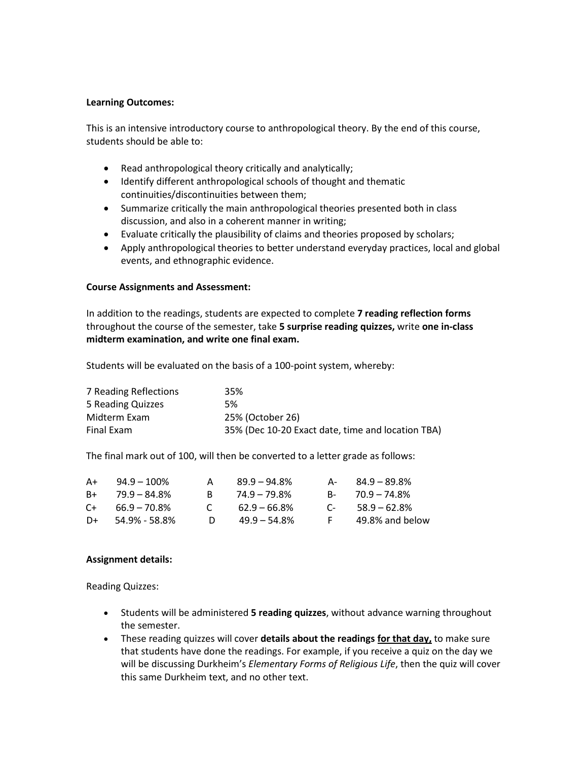**Learning Outcomes:**

This is an intensive introductory course to anthropological theory. By the end of this course, students should be able to:

- Read anthropological theory critically and analytically;
- Identify different anthropological schools of thought and thematic continuities/discontinuities between them;
- Summarize critically the main anthropological theories presented both in class discussion, and also in a coherent manner in writing;
- Evaluate critically the plausibility of claims and theories proposed by scholars;
- Apply anthropological theories to better understand everyday practices, local and global events, and ethnographic evidence.

**Course Assignments and Assessment:**

In addition to the readings, students are expected to complete **7 reading reflection forms** throughout the course of the semester, take **5 surprise reading quizzes,** write **one in-class midterm examination, and write one final exam.**

Students will be evaluated on the basis of a 100-point system, whereby:

| | |
|---|---|
| 7 Reading Reflections | 35% |
| 5 Reading Quizzes | 5% |
| Midterm Exam | 25% (October 26) |
| Final Exam | 35% (Dec 10-20 Exact date, time and location TBA) |

The final mark out of 100, will then be converted to a letter grade as follows:

| | | | | | |
|---|---|---|---|---|---|
| A+ | 94.9 – 100% | A | 89.9 – 94.8% | A- | 84.9 – 89.8% |
| B+ | 79.9 – 84.8% | B | 74.9 – 79.8% | B- | 70.9 – 74.8% |
| C+ | 66.9 – 70.8% | C | 62.9 – 66.8% | C- | 58.9 – 62.8% |
| D+ | 54.9% - 58.8% | D | 49.9 – 54.8% | F | 49.8% and below |

**Assignment details:**

Reading Quizzes:

- Students will be administered **5 reading quizzes**, without advance warning throughout the semester.
- These reading quizzes will cover **details about the readings <u>for that day</u>,** to make sure that students have done the readings. For example, if you receive a quiz on the day we will be discussing Durkheim's *Elementary Forms of Religious Life*, then the quiz will cover this same Durkheim text, and no other text.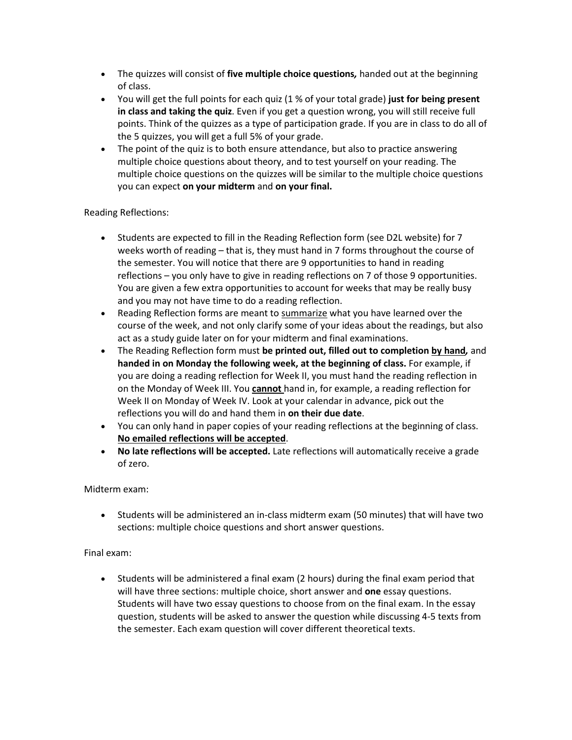- The quizzes will consist of **five multiple choice questions,** handed out at the beginning of class.
- You will get the full points for each quiz (1 % of your total grade) **just for being present in class and taking the quiz**. Even if you get a question wrong, you will still receive full points. Think of the quizzes as a type of participation grade. If you are in class to do all of the 5 quizzes, you will get a full 5% of your grade.
- The point of the quiz is to both ensure attendance, but also to practice answering multiple choice questions about theory, and to test yourself on your reading. The multiple choice questions on the quizzes will be similar to the multiple choice questions you can expect **on your midterm** and **on your final.**

Reading Reflections:

- Students are expected to fill in the Reading Reflection form (see D2L website) for 7 weeks worth of reading – that is, they must hand in 7 forms throughout the course of the semester. You will notice that there are 9 opportunities to hand in reading reflections – you only have to give in reading reflections on 7 of those 9 opportunities. You are given a few extra opportunities to account for weeks that may be really busy and you may not have time to do a reading reflection.
- Reading Reflection forms are meant to summarize what you have learned over the course of the week, and not only clarify some of your ideas about the readings, but also act as a study guide later on for your midterm and final examinations.
- The Reading Reflection form must **be printed out, filled out to completion by hand,** and **handed in on Monday the following week, at the beginning of class.** For example, if you are doing a reading reflection for Week II, you must hand the reading reflection in on the Monday of Week III. You **cannot** hand in, for example, a reading reflection for Week II on Monday of Week IV. Look at your calendar in advance, pick out the reflections you will do and hand them in **on their due date**.
- You can only hand in paper copies of your reading reflections at the beginning of class. **No emailed reflections will be accepted**.
- **No late reflections will be accepted.** Late reflections will automatically receive a grade of zero.

Midterm exam:

- Students will be administered an in-class midterm exam (50 minutes) that will have two sections: multiple choice questions and short answer questions.

Final exam:

- Students will be administered a final exam (2 hours) during the final exam period that will have three sections: multiple choice, short answer and **one** essay questions. Students will have two essay questions to choose from on the final exam. In the essay question, students will be asked to answer the question while discussing 4-5 texts from the semester. Each exam question will cover different theoretical texts.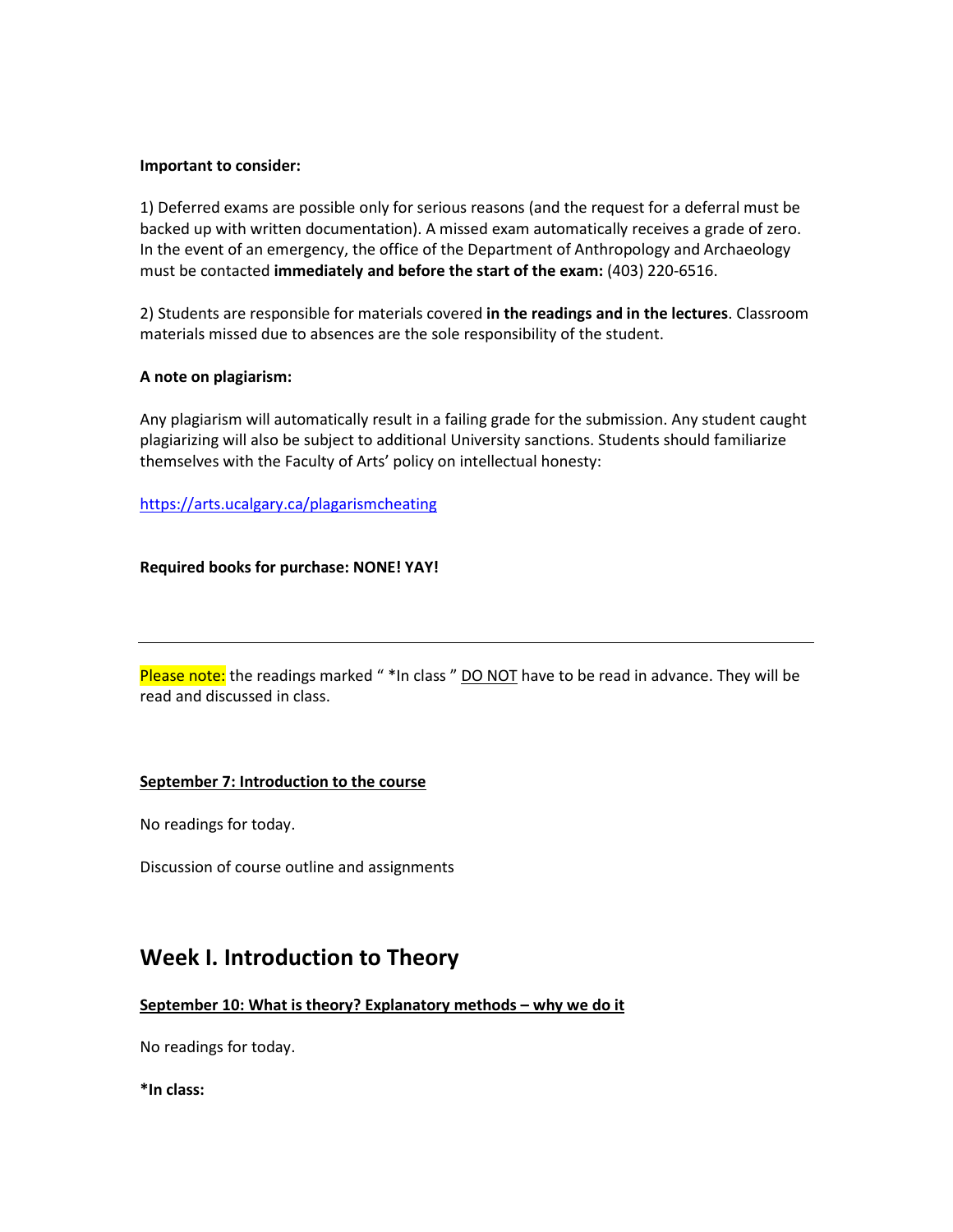**Important to consider:**

1) Deferred exams are possible only for serious reasons (and the request for a deferral must be backed up with written documentation). A missed exam automatically receives a grade of zero. In the event of an emergency, the office of the Department of Anthropology and Archaeology must be contacted **immediately and before the start of the exam:** (403) 220-6516.

2) Students are responsible for materials covered **in the readings and in the lectures**. Classroom materials missed due to absences are the sole responsibility of the student.

**A note on plagiarism:**

Any plagiarism will automatically result in a failing grade for the submission. Any student caught plagiarizing will also be subject to additional University sanctions. Students should familiarize themselves with the Faculty of Arts' policy on intellectual honesty:

[https://arts.ucalgary.ca/plagarismcheating](https://arts.ucalgary.ca/plagarismcheating)

**Required books for purchase: NONE! YAY!**

---

Please note: the readings marked " *In class " DO NOT have to be read in advance. They will be read and discussed in class.

**September 7: Introduction to the course**

No readings for today.

Discussion of course outline and assignments

## Week I. Introduction to Theory

**September 10: What is theory? Explanatory methods – why we do it**

No readings for today.

***In class:**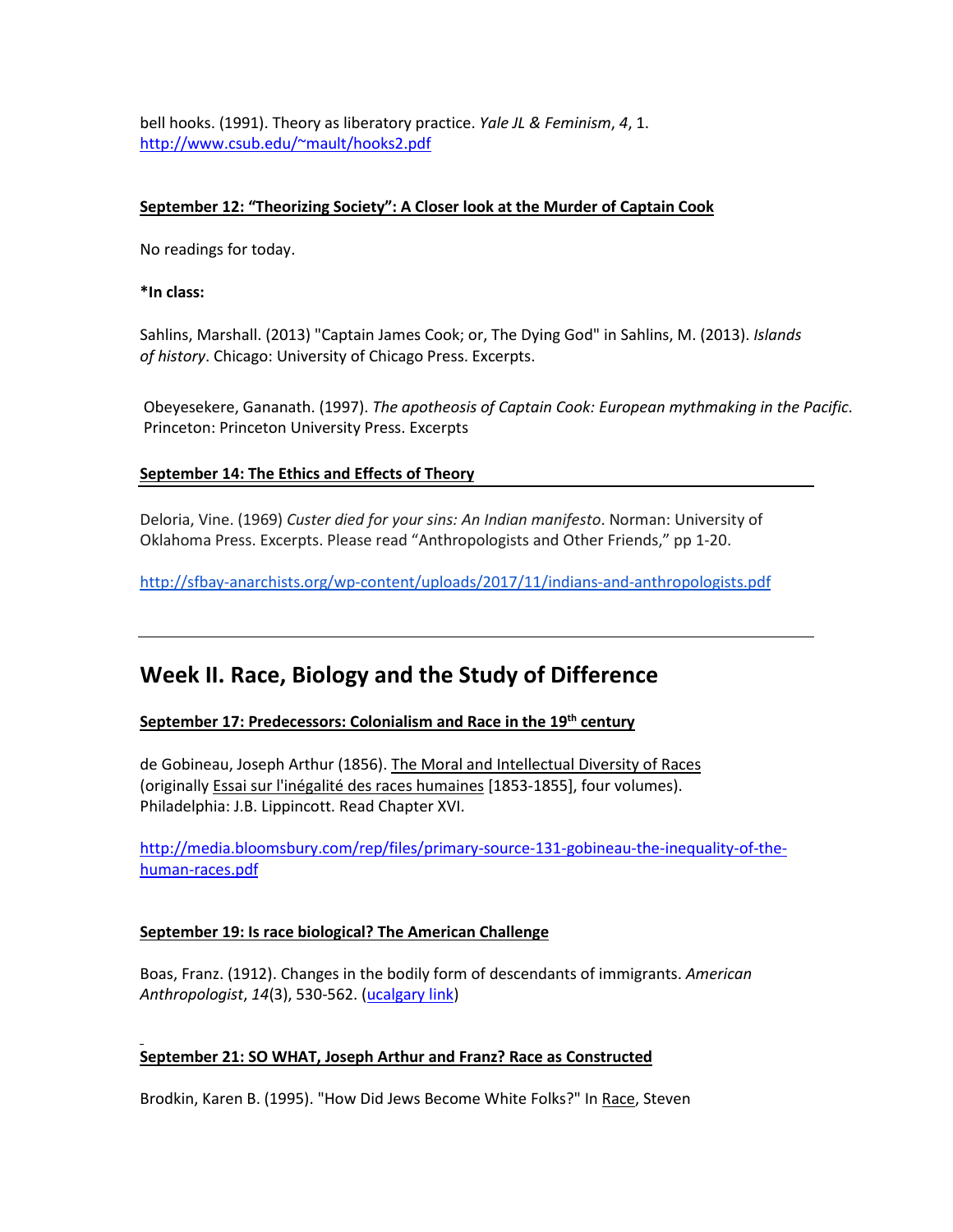bell hooks. (1991). Theory as liberatory practice. *Yale JL & Feminism*, *4*, 1. http://www.csub.edu/~mault/hooks2.pdf

**September 12: "Theorizing Society": A Closer look at the Murder of Captain Cook**

No readings for today.

***In class:**

Sahlins, Marshall. (2013) "Captain James Cook; or, The Dying God" in Sahlins, M. (2013). *Islands of history*. Chicago: University of Chicago Press. Excerpts.

Obeyesekere, Gananath. (1997). *The apotheosis of Captain Cook: European mythmaking in the Pacific*. Princeton: Princeton University Press. Excerpts

**September 14: The Ethics and Effects of Theory**

Deloria, Vine. (1969) *Custer died for your sins: An Indian manifesto*. Norman: University of Oklahoma Press. Excerpts. Please read "Anthropologists and Other Friends," pp 1-20.

http://sfbay-anarchists.org/wp-content/uploads/2017/11/indians-and-anthropologists.pdf

---

## Week II. Race, Biology and the Study of Difference

**September 17: Predecessors: Colonialism and Race in the 19th century**

de Gobineau, Joseph Arthur (1856). The Moral and Intellectual Diversity of Races (originally Essai sur l'inégalité des races humaines [1853-1855], four volumes). Philadelphia: J.B. Lippincott. Read Chapter XVI.

http://media.bloomsbury.com/rep/files/primary-source-131-gobineau-the-inequality-of-the-human-races.pdf

**September 19: Is race biological? The American Challenge**

Boas, Franz. (1912). Changes in the bodily form of descendants of immigrants. *American Anthropologist*, *14*(3), 530-562. (ucalgary link)

**September 21: SO WHAT, Joseph Arthur and Franz? Race as Constructed**

Brodkin, Karen B. (1995). "How Did Jews Become White Folks?" In Race, Steven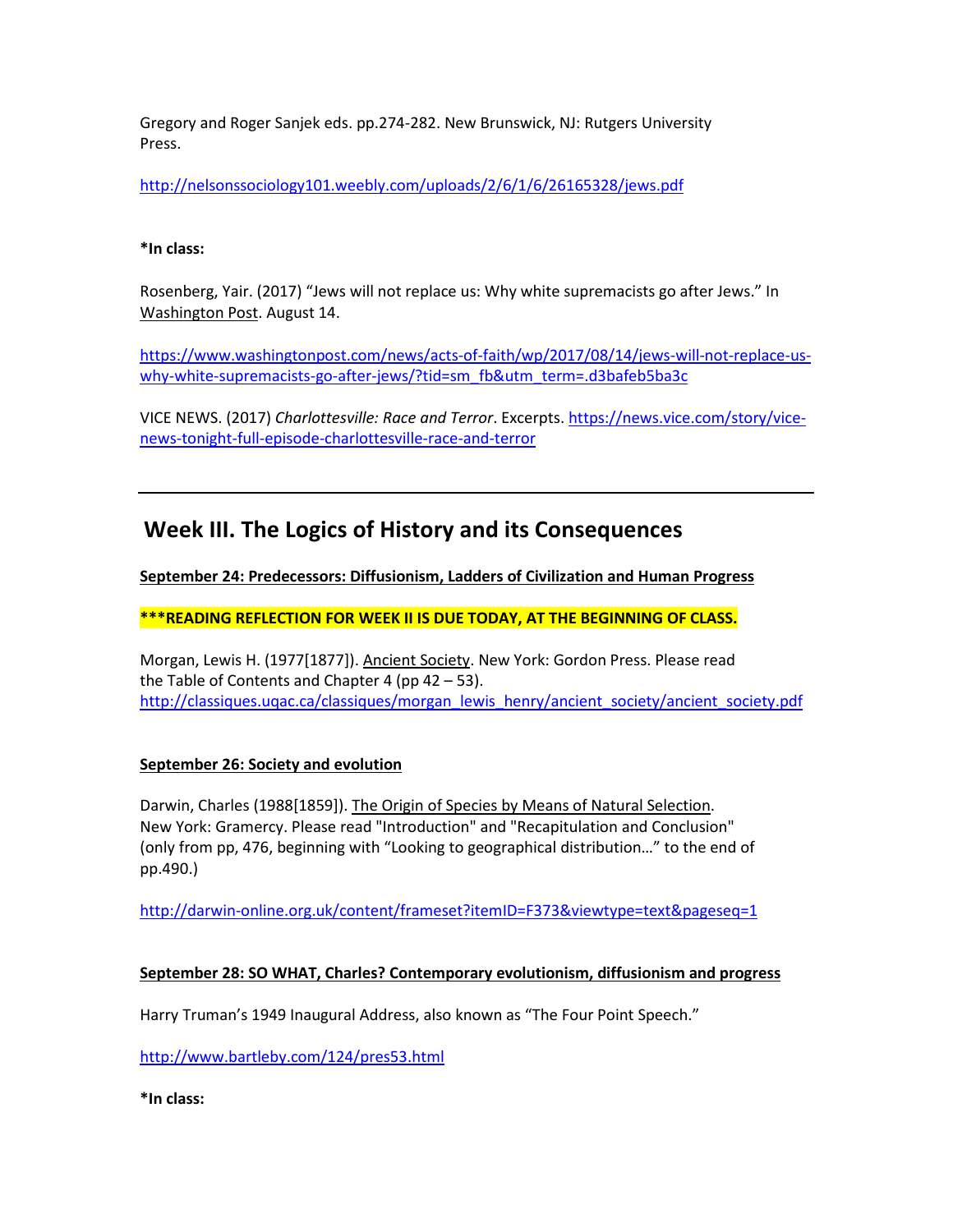Gregory and Roger Sanjek eds. pp.274-282. New Brunswick, NJ: Rutgers University Press.

http://nelsonssociology101.weebly.com/uploads/2/6/1/6/26165328/jews.pdf

**\*In class:**

Rosenberg, Yair. (2017) "Jews will not replace us: Why white supremacists go after Jews." In Washington Post. August 14.

https://www.washingtonpost.com/news/acts-of-faith/wp/2017/08/14/jews-will-not-replace-us-why-white-supremacists-go-after-jews/?tid=sm_fb&utm_term=.d3bafeb5ba3c

VICE NEWS. (2017) *Charlottesville: Race and Terror*. Excerpts. https://news.vice.com/story/vice-news-tonight-full-episode-charlottesville-race-and-terror

---

## Week III. The Logics of History and its Consequences

**September 24: Predecessors: Diffusionism, Ladders of Civilization and Human Progress**

**\*\*\*READING REFLECTION FOR WEEK II IS DUE TODAY, AT THE BEGINNING OF CLASS.**

Morgan, Lewis H. (1977[1877]). Ancient Society. New York: Gordon Press. Please read the Table of Contents and Chapter 4 (pp 42 – 53).
http://classiques.uqac.ca/classiques/morgan_lewis_henry/ancient_society/ancient_society.pdf

**September 26: Society and evolution**

Darwin, Charles (1988[1859]). The Origin of Species by Means of Natural Selection. New York: Gramercy. Please read "Introduction" and "Recapitulation and Conclusion" (only from pp, 476, beginning with "Looking to geographical distribution…" to the end of pp.490.)

http://darwin-online.org.uk/content/frameset?itemID=F373&viewtype=text&pageseq=1

**September 28: SO WHAT, Charles? Contemporary evolutionism, diffusionism and progress**

Harry Truman's 1949 Inaugural Address, also known as "The Four Point Speech."

http://www.bartleby.com/124/pres53.html

**\*In class:**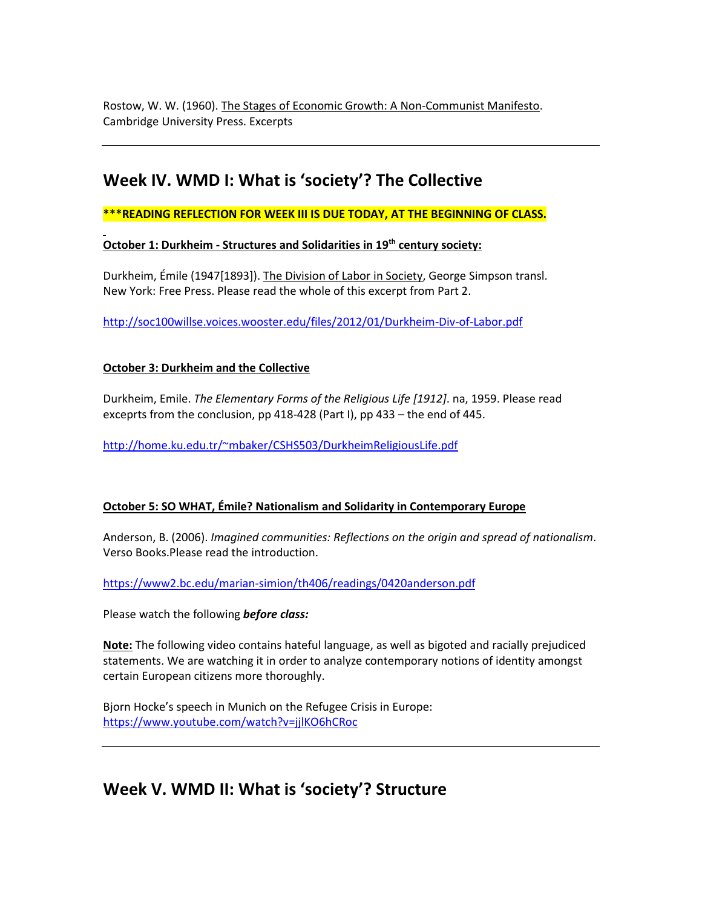Rostow, W. W. (1960). The Stages of Economic Growth: A Non-Communist Manifesto. Cambridge University Press. Excerpts

---

## Week IV. WMD I: What is 'society'? The Collective

**\*\*\*READING REFLECTION FOR WEEK III IS DUE TODAY, AT THE BEGINNING OF CLASS.**

**October 1: Durkheim - Structures and Solidarities in 19th century society:**

Durkheim, Émile (1947[1893]). The Division of Labor in Society, George Simpson transl. New York: Free Press. Please read the whole of this excerpt from Part 2.

http://soc100willse.voices.wooster.edu/files/2012/01/Durkheim-Div-of-Labor.pdf

**October 3: Durkheim and the Collective**

Durkheim, Emile. *The Elementary Forms of the Religious Life [1912]*. na, 1959. Please read exceprts from the conclusion, pp 418-428 (Part I), pp 433 – the end of 445.

http://home.ku.edu.tr/~mbaker/CSHS503/DurkheimReligiousLife.pdf

**October 5: SO WHAT, Émile? Nationalism and Solidarity in Contemporary Europe**

Anderson, B. (2006). *Imagined communities: Reflections on the origin and spread of nationalism*. Verso Books.Please read the introduction.

https://www2.bc.edu/marian-simion/th406/readings/0420anderson.pdf

Please watch the following ***before class:***

**Note:** The following video contains hateful language, as well as bigoted and racially prejudiced statements. We are watching it in order to analyze contemporary notions of identity amongst certain European citizens more thoroughly.

Bjorn Hocke's speech in Munich on the Refugee Crisis in Europe: https://www.youtube.com/watch?v=jjlKO6hCRoc

---

## Week V. WMD II: What is 'society'? Structure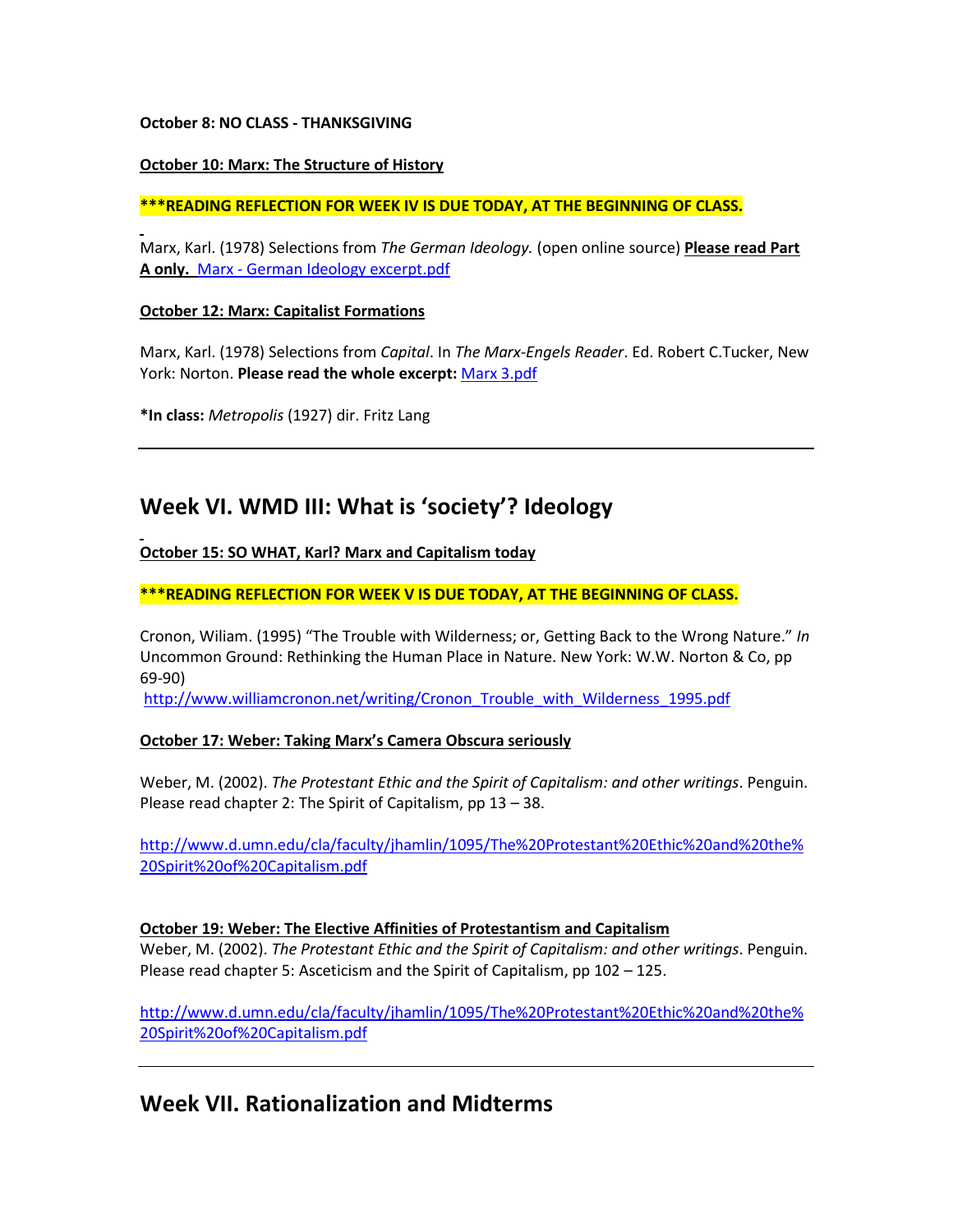**October 8: NO CLASS - THANKSGIVING**

**October 10: Marx: The Structure of History**

**\*\*\*READING REFLECTION FOR WEEK IV IS DUE TODAY, AT THE BEGINNING OF CLASS.**

Marx, Karl. (1978) Selections from *The German Ideology.* (open online source) **Please read Part A only.** Marx - German Ideology excerpt.pdf

**October 12: Marx: Capitalist Formations**

Marx, Karl. (1978) Selections from *Capital*. In *The Marx-Engels Reader*. Ed. Robert C.Tucker, New York: Norton. **Please read the whole excerpt:** Marx 3.pdf

**\*In class:** *Metropolis* (1927) dir. Fritz Lang

---

## Week VI. WMD III: What is 'society'? Ideology

**October 15: SO WHAT, Karl? Marx and Capitalism today**

**\*\*\*READING REFLECTION FOR WEEK V IS DUE TODAY, AT THE BEGINNING OF CLASS.**

Cronon, Wiliam. (1995) "The Trouble with Wilderness; or, Getting Back to the Wrong Nature." *In* Uncommon Ground: Rethinking the Human Place in Nature. New York: W.W. Norton & Co, pp 69-90)
http://www.williamcronon.net/writing/Cronon_Trouble_with_Wilderness_1995.pdf

**October 17: Weber: Taking Marx's Camera Obscura seriously**

Weber, M. (2002). *The Protestant Ethic and the Spirit of Capitalism: and other writings*. Penguin. Please read chapter 2: The Spirit of Capitalism, pp 13 – 38.

http://www.d.umn.edu/cla/faculty/jhamlin/1095/The%20Protestant%20Ethic%20and%20the%20Spirit%20of%20Capitalism.pdf

**October 19: Weber: The Elective Affinities of Protestantism and Capitalism**

Weber, M. (2002). *The Protestant Ethic and the Spirit of Capitalism: and other writings*. Penguin. Please read chapter 5: Asceticism and the Spirit of Capitalism, pp 102 – 125.

http://www.d.umn.edu/cla/faculty/jhamlin/1095/The%20Protestant%20Ethic%20and%20the%20Spirit%20of%20Capitalism.pdf

---

## Week VII. Rationalization and Midterms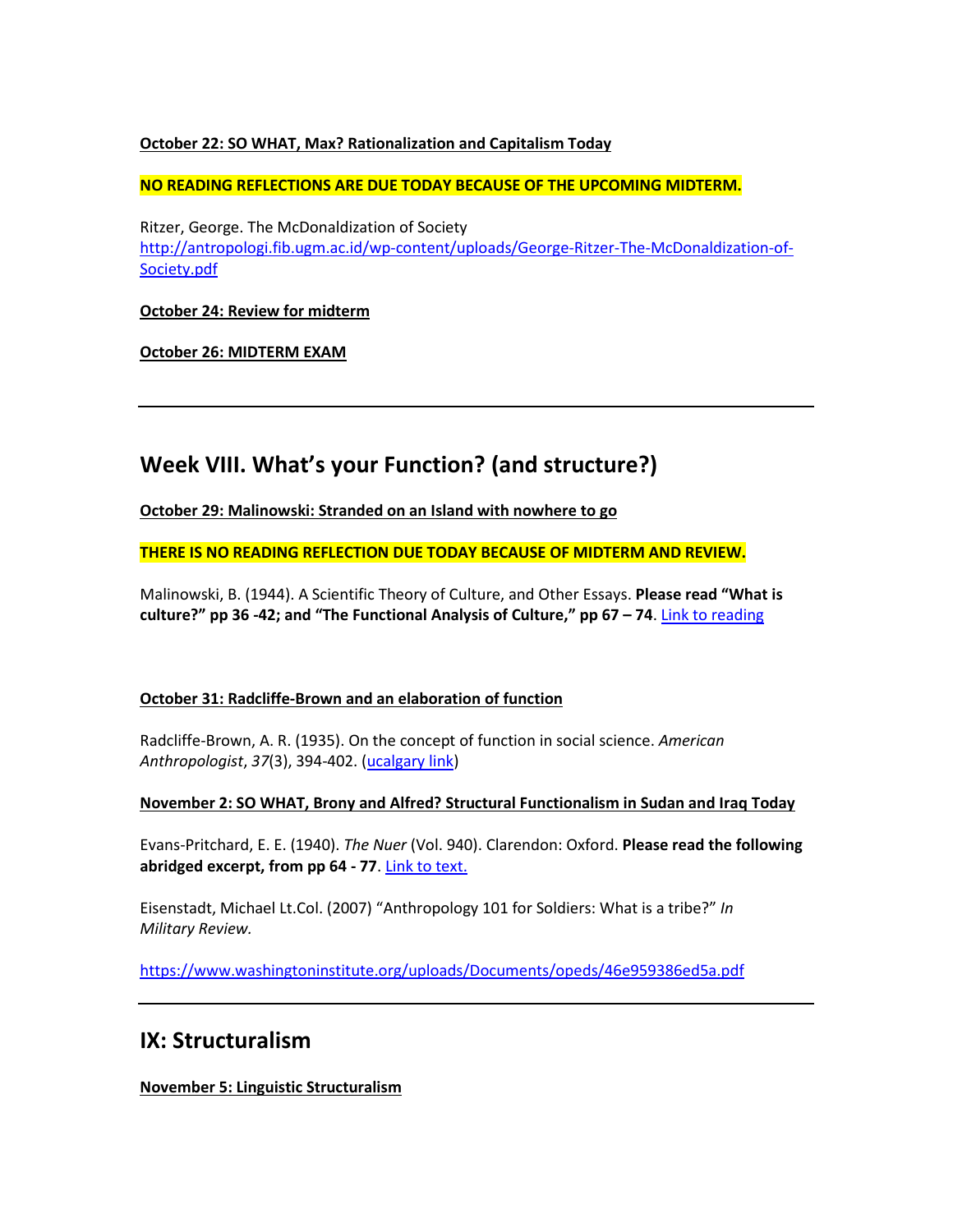**October 22: SO WHAT, Max? Rationalization and Capitalism Today**

**NO READING REFLECTIONS ARE DUE TODAY BECAUSE OF THE UPCOMING MIDTERM.**

Ritzer, George. The McDonaldization of Society
http://antropologi.fib.ugm.ac.id/wp-content/uploads/George-Ritzer-The-McDonaldization-of-Society.pdf

**October 24: Review for midterm**

**October 26: MIDTERM EXAM**

---

## Week VIII. What's your Function? (and structure?)

**October 29: Malinowski: Stranded on an Island with nowhere to go**

**THERE IS NO READING REFLECTION DUE TODAY BECAUSE OF MIDTERM AND REVIEW.**

Malinowski, B. (1944). A Scientific Theory of Culture, and Other Essays. **Please read "What is culture?" pp 36 -42; and "The Functional Analysis of Culture," pp 67 – 74**. Link to reading

**October 31: Radcliffe-Brown and an elaboration of function**

Radcliffe-Brown, A. R. (1935). On the concept of function in social science. *American Anthropologist*, *37*(3), 394-402. (ucalgary link)

**November 2: SO WHAT, Brony and Alfred? Structural Functionalism in Sudan and Iraq Today**

Evans-Pritchard, E. E. (1940). *The Nuer* (Vol. 940). Clarendon: Oxford. **Please read the following abridged excerpt, from pp 64 - 77**. Link to text.

Eisenstadt, Michael Lt.Col. (2007) "Anthropology 101 for Soldiers: What is a tribe?" *In Military Review.*

https://www.washingtoninstitute.org/uploads/Documents/opeds/46e959386ed5a.pdf

---

## IX: Structuralism

**November 5: Linguistic Structuralism**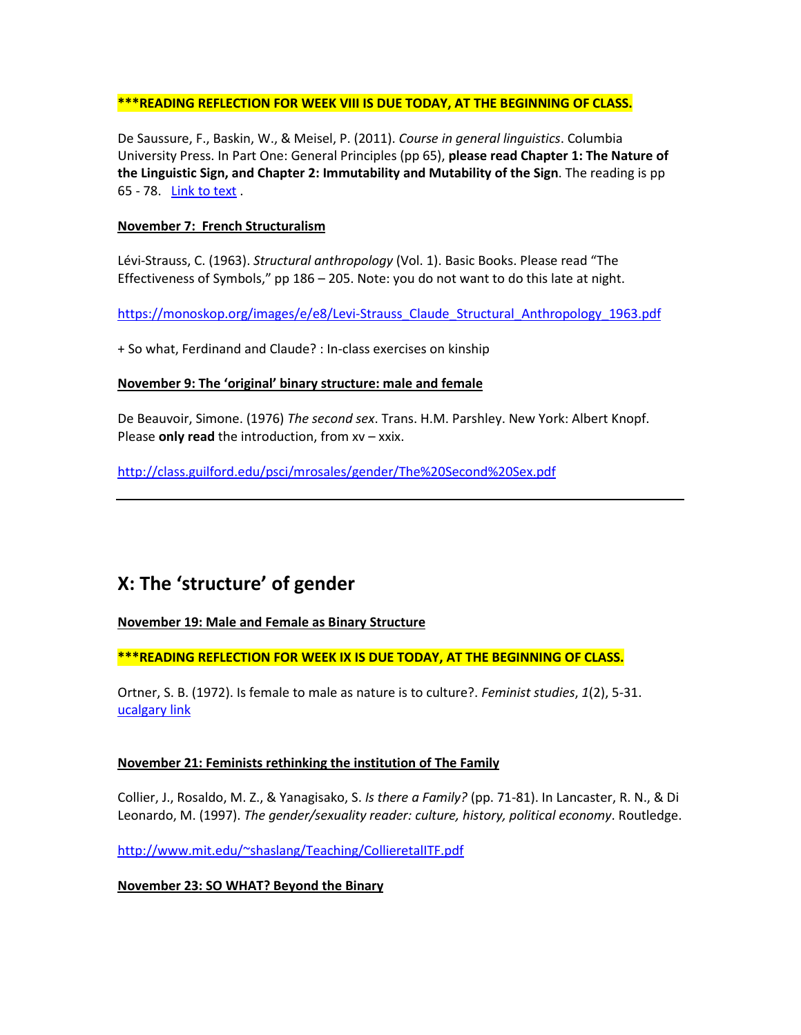**\*\*\*READING REFLECTION FOR WEEK VIII IS DUE TODAY, AT THE BEGINNING OF CLASS.**

De Saussure, F., Baskin, W., & Meisel, P. (2011). *Course in general linguistics*. Columbia University Press. In Part One: General Principles (pp 65), **please read Chapter 1: The Nature of the Linguistic Sign, and Chapter 2: Immutability and Mutability of the Sign**. The reading is pp 65 - 78. Link to text .

**November 7: French Structuralism**

Lévi-Strauss, C. (1963). *Structural anthropology* (Vol. 1). Basic Books. Please read "The Effectiveness of Symbols," pp 186 – 205. Note: you do not want to do this late at night.

https://monoskop.org/images/e/e8/Levi-Strauss_Claude_Structural_Anthropology_1963.pdf

+ So what, Ferdinand and Claude? : In-class exercises on kinship

**November 9: The 'original' binary structure: male and female**

De Beauvoir, Simone. (1976) *The second sex*. Trans. H.M. Parshley. New York: Albert Knopf. Please **only read** the introduction, from xv – xxix.

http://class.guilford.edu/psci/mrosales/gender/The%20Second%20Sex.pdf

---

## X: The 'structure' of gender

**November 19: Male and Female as Binary Structure**

**\*\*\*READING REFLECTION FOR WEEK IX IS DUE TODAY, AT THE BEGINNING OF CLASS.**

Ortner, S. B. (1972). Is female to male as nature is to culture?. *Feminist studies*, *1*(2), 5-31. ucalgary link

**November 21: Feminists rethinking the institution of The Family**

Collier, J., Rosaldo, M. Z., & Yanagisako, S. *Is there a Family?* (pp. 71-81). In Lancaster, R. N., & Di Leonardo, M. (1997). *The gender/sexuality reader: culture, history, political economy*. Routledge.

http://www.mit.edu/~shaslang/Teaching/CollieretalITF.pdf

**November 23: SO WHAT? Beyond the Binary**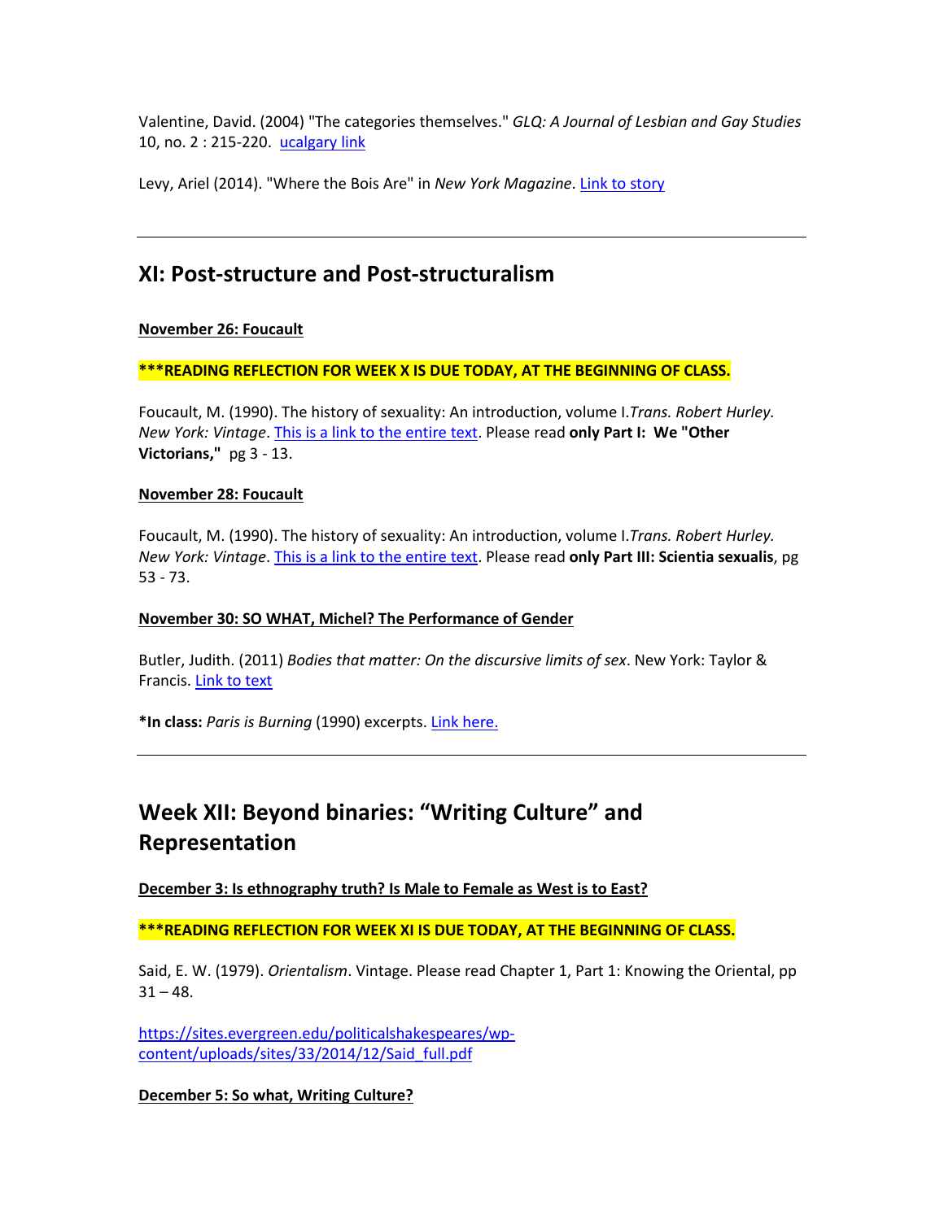Valentine, David. (2004) "The categories themselves." *GLQ: A Journal of Lesbian and Gay Studies* 10, no. 2 : 215-220. [ucalgary link]

Levy, Ariel (2014). "Where the Bois Are" in *New York Magazine*. [Link to story]

---

## XI: Post-structure and Post-structuralism

**November 26: Foucault**

**\*\*\*READING REFLECTION FOR WEEK X IS DUE TODAY, AT THE BEGINNING OF CLASS.**

Foucault, M. (1990). The history of sexuality: An introduction, volume I.*Trans. Robert Hurley. New York: Vintage*. [This is a link to the entire text]. Please read **only Part I: We "Other Victorians,"** pg 3 - 13.

**November 28: Foucault**

Foucault, M. (1990). The history of sexuality: An introduction, volume I.*Trans. Robert Hurley. New York: Vintage*. [This is a link to the entire text]. Please read **only Part III: Scientia sexualis**, pg 53 - 73.

**November 30: SO WHAT, Michel? The Performance of Gender**

Butler, Judith. (2011) *Bodies that matter: On the discursive limits of sex*. New York: Taylor & Francis. [Link to text]

**\*In class:** *Paris is Burning* (1990) excerpts. [Link here.]

---

## Week XII: Beyond binaries: "Writing Culture" and Representation

**December 3: Is ethnography truth? Is Male to Female as West is to East?**

**\*\*\*READING REFLECTION FOR WEEK XI IS DUE TODAY, AT THE BEGINNING OF CLASS.**

Said, E. W. (1979). *Orientalism*. Vintage. Please read Chapter 1, Part 1: Knowing the Oriental, pp 31 – 48.

https://sites.evergreen.edu/politicalshakespeares/wp-content/uploads/sites/33/2014/12/Said_full.pdf

**December 5: So what, Writing Culture?**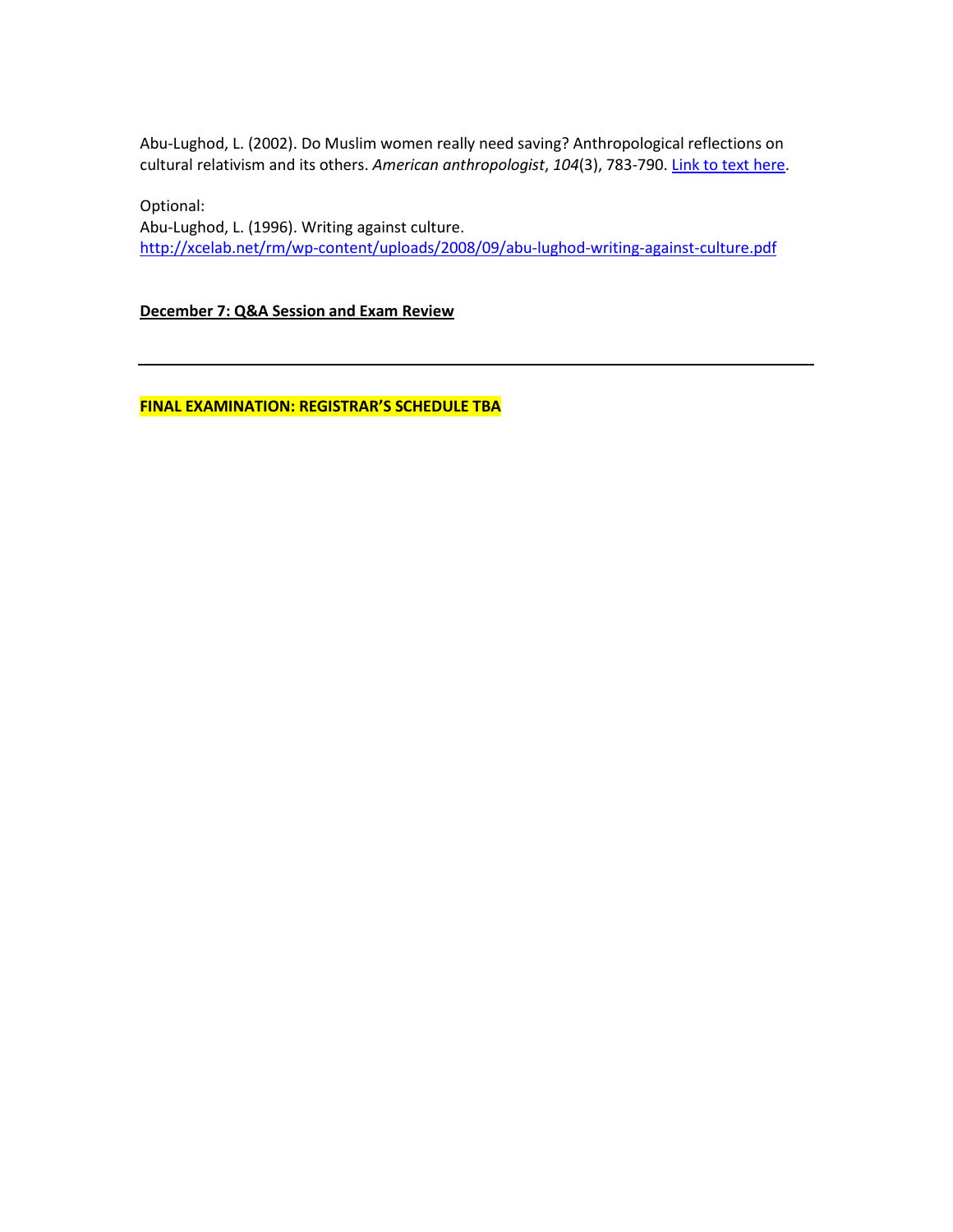Abu-Lughod, L. (2002). Do Muslim women really need saving? Anthropological reflections on cultural relativism and its others. *American anthropologist*, *104*(3), 783-790. Link to text here.

Optional:
Abu-Lughod, L. (1996). Writing against culture.
http://xcelab.net/rm/wp-content/uploads/2008/09/abu-lughod-writing-against-culture.pdf

**December 7: Q&A Session and Exam Review**

---

**FINAL EXAMINATION: REGISTRAR'S SCHEDULE TBA**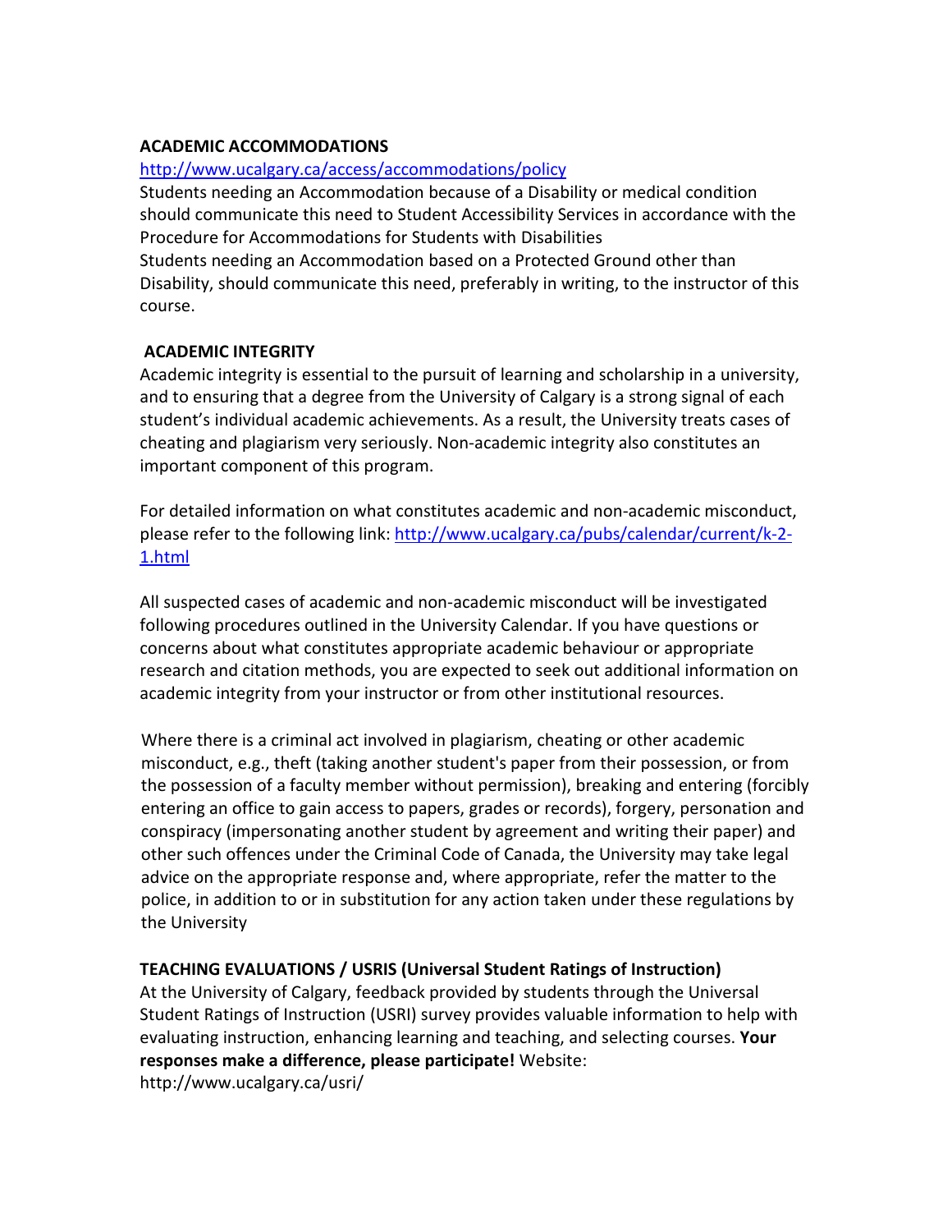**ACADEMIC ACCOMMODATIONS**

http://www.ucalgary.ca/access/accommodations/policy

Students needing an Accommodation because of a Disability or medical condition should communicate this need to Student Accessibility Services in accordance with the Procedure for Accommodations for Students with Disabilities

Students needing an Accommodation based on a Protected Ground other than Disability, should communicate this need, preferably in writing, to the instructor of this course.

**ACADEMIC INTEGRITY**

Academic integrity is essential to the pursuit of learning and scholarship in a university, and to ensuring that a degree from the University of Calgary is a strong signal of each student's individual academic achievements. As a result, the University treats cases of cheating and plagiarism very seriously. Non-academic integrity also constitutes an important component of this program.

For detailed information on what constitutes academic and non-academic misconduct, please refer to the following link: http://www.ucalgary.ca/pubs/calendar/current/k-2-1.html

All suspected cases of academic and non-academic misconduct will be investigated following procedures outlined in the University Calendar. If you have questions or concerns about what constitutes appropriate academic behaviour or appropriate research and citation methods, you are expected to seek out additional information on academic integrity from your instructor or from other institutional resources.

Where there is a criminal act involved in plagiarism, cheating or other academic misconduct, e.g., theft (taking another student's paper from their possession, or from the possession of a faculty member without permission), breaking and entering (forcibly entering an office to gain access to papers, grades or records), forgery, personation and conspiracy (impersonating another student by agreement and writing their paper) and other such offences under the Criminal Code of Canada, the University may take legal advice on the appropriate response and, where appropriate, refer the matter to the police, in addition to or in substitution for any action taken under these regulations by the University

**TEACHING EVALUATIONS / USRIS (Universal Student Ratings of Instruction)**

At the University of Calgary, feedback provided by students through the Universal Student Ratings of Instruction (USRI) survey provides valuable information to help with evaluating instruction, enhancing learning and teaching, and selecting courses. **Your responses make a difference, please participate!** Website: http://www.ucalgary.ca/usri/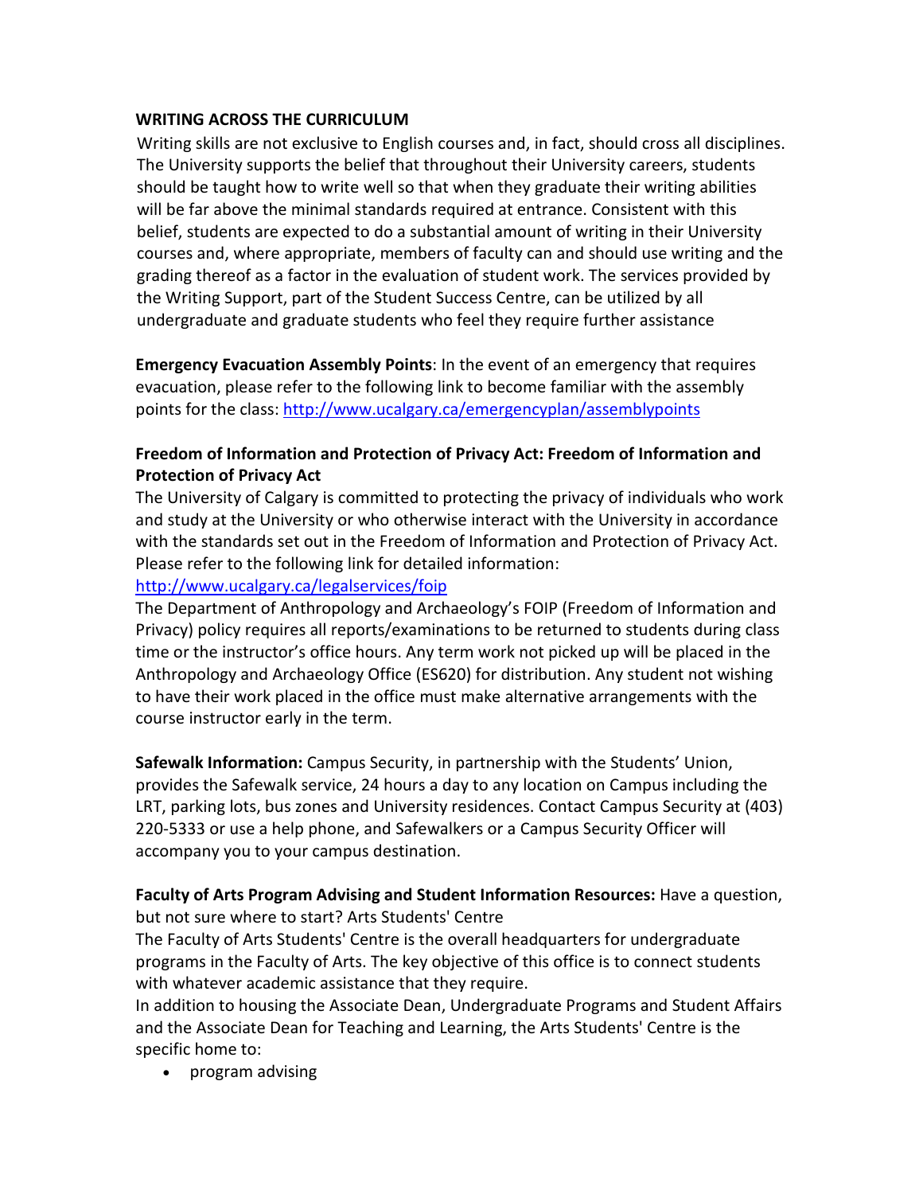**WRITING ACROSS THE CURRICULUM**

Writing skills are not exclusive to English courses and, in fact, should cross all disciplines. The University supports the belief that throughout their University careers, students should be taught how to write well so that when they graduate their writing abilities will be far above the minimal standards required at entrance. Consistent with this belief, students are expected to do a substantial amount of writing in their University courses and, where appropriate, members of faculty can and should use writing and the grading thereof as a factor in the evaluation of student work. The services provided by the Writing Support, part of the Student Success Centre, can be utilized by all undergraduate and graduate students who feel they require further assistance

**Emergency Evacuation Assembly Points**: In the event of an emergency that requires evacuation, please refer to the following link to become familiar with the assembly points for the class: http://www.ucalgary.ca/emergencyplan/assemblypoints

**Freedom of Information and Protection of Privacy Act: Freedom of Information and Protection of Privacy Act**

The University of Calgary is committed to protecting the privacy of individuals who work and study at the University or who otherwise interact with the University in accordance with the standards set out in the Freedom of Information and Protection of Privacy Act. Please refer to the following link for detailed information:
http://www.ucalgary.ca/legalservices/foip

The Department of Anthropology and Archaeology's FOIP (Freedom of Information and Privacy) policy requires all reports/examinations to be returned to students during class time or the instructor's office hours. Any term work not picked up will be placed in the Anthropology and Archaeology Office (ES620) for distribution. Any student not wishing to have their work placed in the office must make alternative arrangements with the course instructor early in the term.

**Safewalk Information:** Campus Security, in partnership with the Students' Union, provides the Safewalk service, 24 hours a day to any location on Campus including the LRT, parking lots, bus zones and University residences. Contact Campus Security at (403) 220-5333 or use a help phone, and Safewalkers or a Campus Security Officer will accompany you to your campus destination.

**Faculty of Arts Program Advising and Student Information Resources:** Have a question, but not sure where to start? Arts Students' Centre

The Faculty of Arts Students' Centre is the overall headquarters for undergraduate programs in the Faculty of Arts. The key objective of this office is to connect students with whatever academic assistance that they require.

In addition to housing the Associate Dean, Undergraduate Programs and Student Affairs and the Associate Dean for Teaching and Learning, the Arts Students' Centre is the specific home to:

- program advising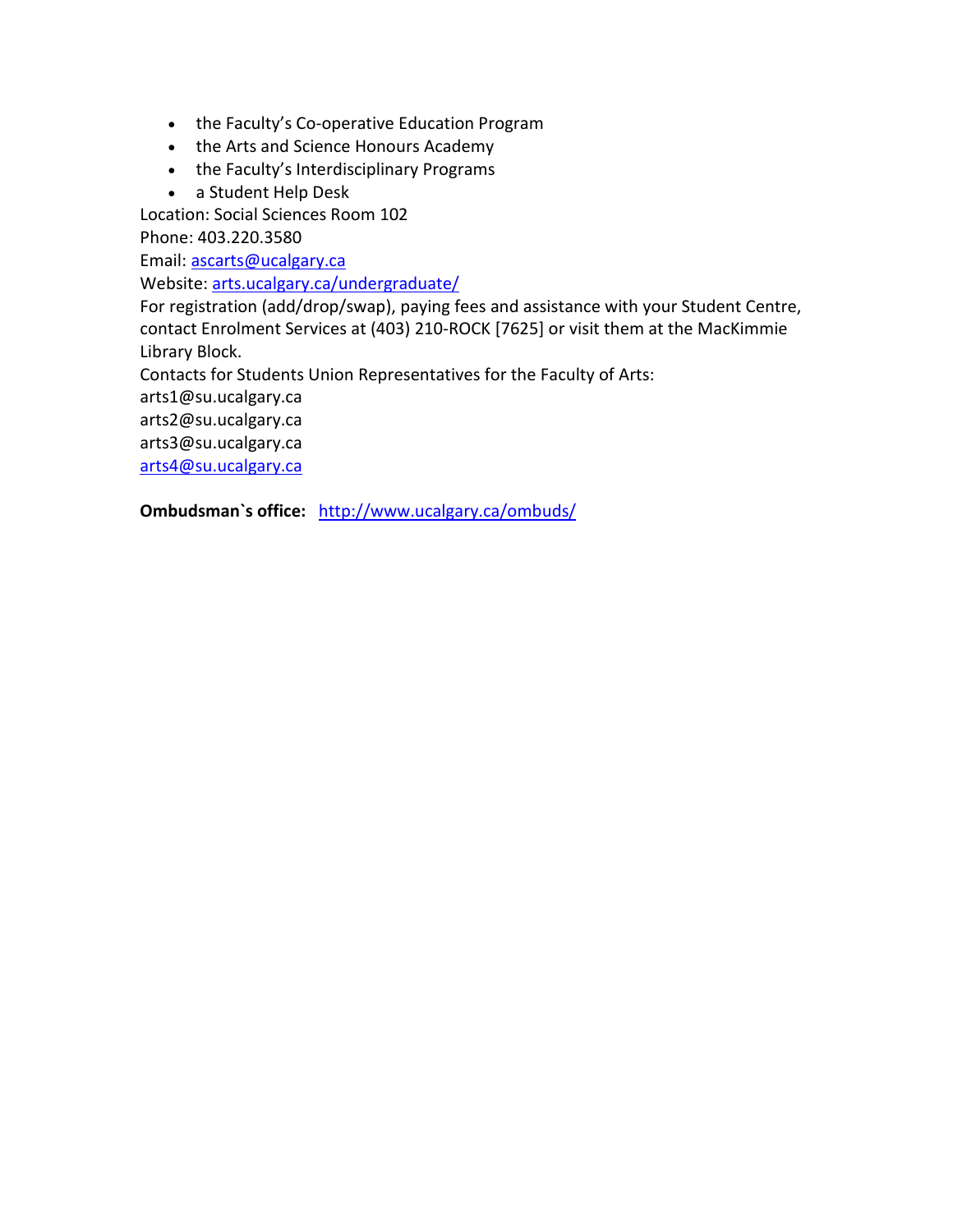- the Faculty's Co-operative Education Program
- the Arts and Science Honours Academy
- the Faculty's Interdisciplinary Programs
- a Student Help Desk

Location: Social Sciences Room 102

Phone: 403.220.3580

Email: ascarts@ucalgary.ca

Website: arts.ucalgary.ca/undergraduate/

For registration (add/drop/swap), paying fees and assistance with your Student Centre, contact Enrolment Services at (403) 210-ROCK [7625] or visit them at the MacKimmie Library Block.

Contacts for Students Union Representatives for the Faculty of Arts:

arts1@su.ucalgary.ca

arts2@su.ucalgary.ca

arts3@su.ucalgary.ca

arts4@su.ucalgary.ca

**Ombudsman`s office:** http://www.ucalgary.ca/ombuds/